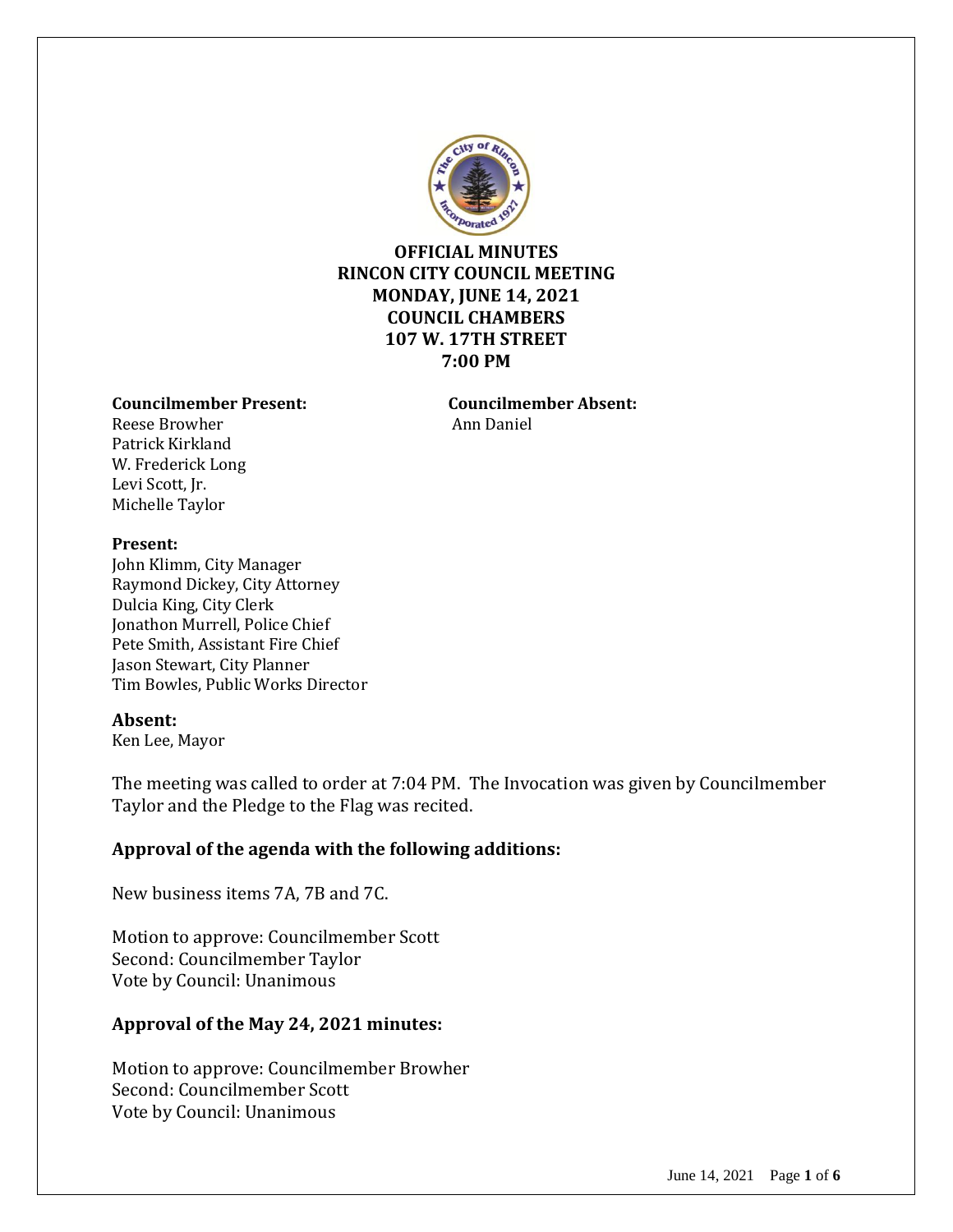# OFFICIAL MINUTES
# RINCON CITY COUNCIL MEETING
## MONDAY, JUNE 14, 2021
## COUNCIL CHAMBERS
## 107 W. 17TH STREET
## 7:00 PM

**Councilmember Present:**
Reese Browher
Patrick Kirkland
W. Frederick Long
Levi Scott, Jr.
Michelle Taylor

**Councilmember Absent:**
Ann Daniel

**Present:**
John Klimm, City Manager
Raymond Dickey, City Attorney
Dulcia King, City Clerk
Jonathon Murrell, Police Chief
Pete Smith, Assistant Fire Chief
Jason Stewart, City Planner
Tim Bowles, Public Works Director

**Absent:**
Ken Lee, Mayor

The meeting was called to order at 7:04 PM. The Invocation was given by Councilmember Taylor and the Pledge to the Flag was recited.

### Approval of the agenda with the following additions:

New business items 7A, 7B and 7C.

Motion to approve: Councilmember Scott
Second: Councilmember Taylor
Vote by Council: Unanimous

### Approval of the May 24, 2021 minutes:

Motion to approve: Councilmember Browher
Second: Councilmember Scott
Vote by Council: Unanimous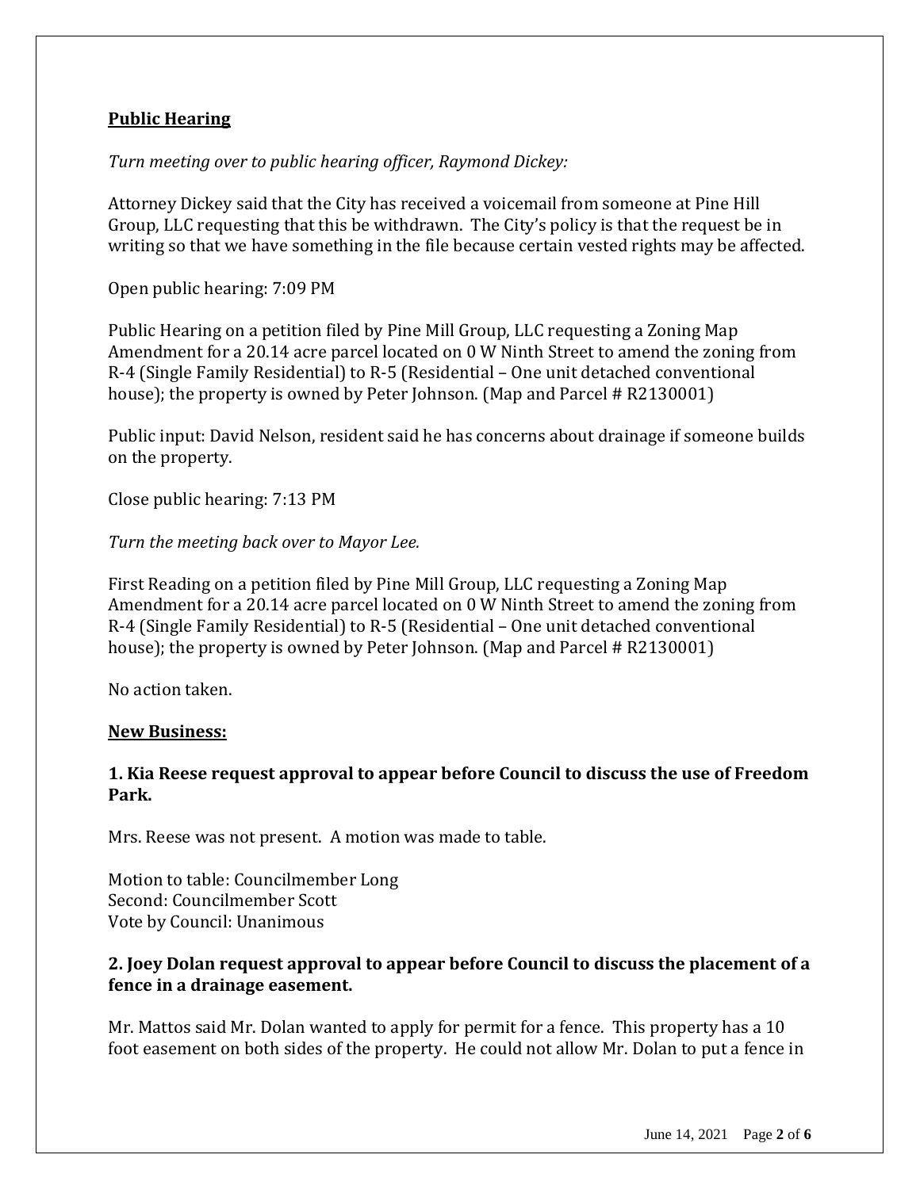**Public Hearing**

*Turn meeting over to public hearing officer, Raymond Dickey:*

Attorney Dickey said that the City has received a voicemail from someone at Pine Hill Group, LLC requesting that this be withdrawn. The City's policy is that the request be in writing so that we have something in the file because certain vested rights may be affected.

Open public hearing: 7:09 PM

Public Hearing on a petition filed by Pine Mill Group, LLC requesting a Zoning Map Amendment for a 20.14 acre parcel located on 0 W Ninth Street to amend the zoning from R-4 (Single Family Residential) to R-5 (Residential – One unit detached conventional house); the property is owned by Peter Johnson. (Map and Parcel # R2130001)

Public input: David Nelson, resident said he has concerns about drainage if someone builds on the property.

Close public hearing: 7:13 PM

*Turn the meeting back over to Mayor Lee.*

First Reading on a petition filed by Pine Mill Group, LLC requesting a Zoning Map Amendment for a 20.14 acre parcel located on 0 W Ninth Street to amend the zoning from R-4 (Single Family Residential) to R-5 (Residential – One unit detached conventional house); the property is owned by Peter Johnson. (Map and Parcel # R2130001)

No action taken.

**New Business:**

**1. Kia Reese request approval to appear before Council to discuss the use of Freedom Park.**

Mrs. Reese was not present. A motion was made to table.

Motion to table: Councilmember Long
Second: Councilmember Scott
Vote by Council: Unanimous

**2. Joey Dolan request approval to appear before Council to discuss the placement of a fence in a drainage easement.**

Mr. Mattos said Mr. Dolan wanted to apply for permit for a fence. This property has a 10 foot easement on both sides of the property. He could not allow Mr. Dolan to put a fence in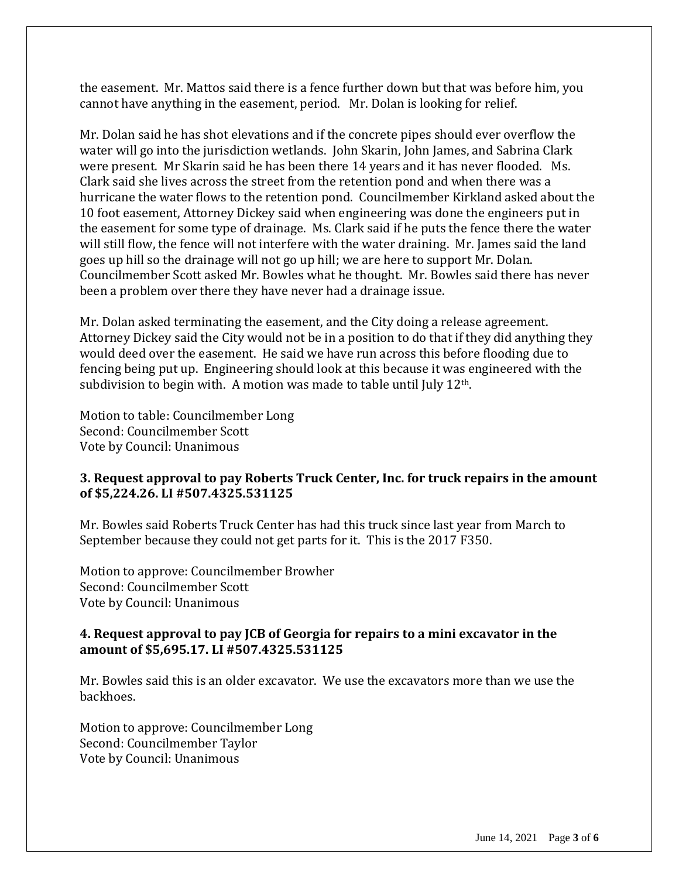the easement. Mr. Mattos said there is a fence further down but that was before him, you cannot have anything in the easement, period. Mr. Dolan is looking for relief.

Mr. Dolan said he has shot elevations and if the concrete pipes should ever overflow the water will go into the jurisdiction wetlands. John Skarin, John James, and Sabrina Clark were present. Mr Skarin said he has been there 14 years and it has never flooded. Ms. Clark said she lives across the street from the retention pond and when there was a hurricane the water flows to the retention pond. Councilmember Kirkland asked about the 10 foot easement, Attorney Dickey said when engineering was done the engineers put in the easement for some type of drainage. Ms. Clark said if he puts the fence there the water will still flow, the fence will not interfere with the water draining. Mr. James said the land goes up hill so the drainage will not go up hill; we are here to support Mr. Dolan. Councilmember Scott asked Mr. Bowles what he thought. Mr. Bowles said there has never been a problem over there they have never had a drainage issue.

Mr. Dolan asked terminating the easement, and the City doing a release agreement. Attorney Dickey said the City would not be in a position to do that if they did anything they would deed over the easement. He said we have run across this before flooding due to fencing being put up. Engineering should look at this because it was engineered with the subdivision to begin with. A motion was made to table until July 12th.

Motion to table: Councilmember Long
Second: Councilmember Scott
Vote by Council: Unanimous

**3. Request approval to pay Roberts Truck Center, Inc. for truck repairs in the amount of $5,224.26. LI #507.4325.531125**

Mr. Bowles said Roberts Truck Center has had this truck since last year from March to September because they could not get parts for it. This is the 2017 F350.

Motion to approve: Councilmember Browher
Second: Councilmember Scott
Vote by Council: Unanimous

**4. Request approval to pay JCB of Georgia for repairs to a mini excavator in the amount of $5,695.17. LI #507.4325.531125**

Mr. Bowles said this is an older excavator. We use the excavators more than we use the backhoes.

Motion to approve: Councilmember Long
Second: Councilmember Taylor
Vote by Council: Unanimous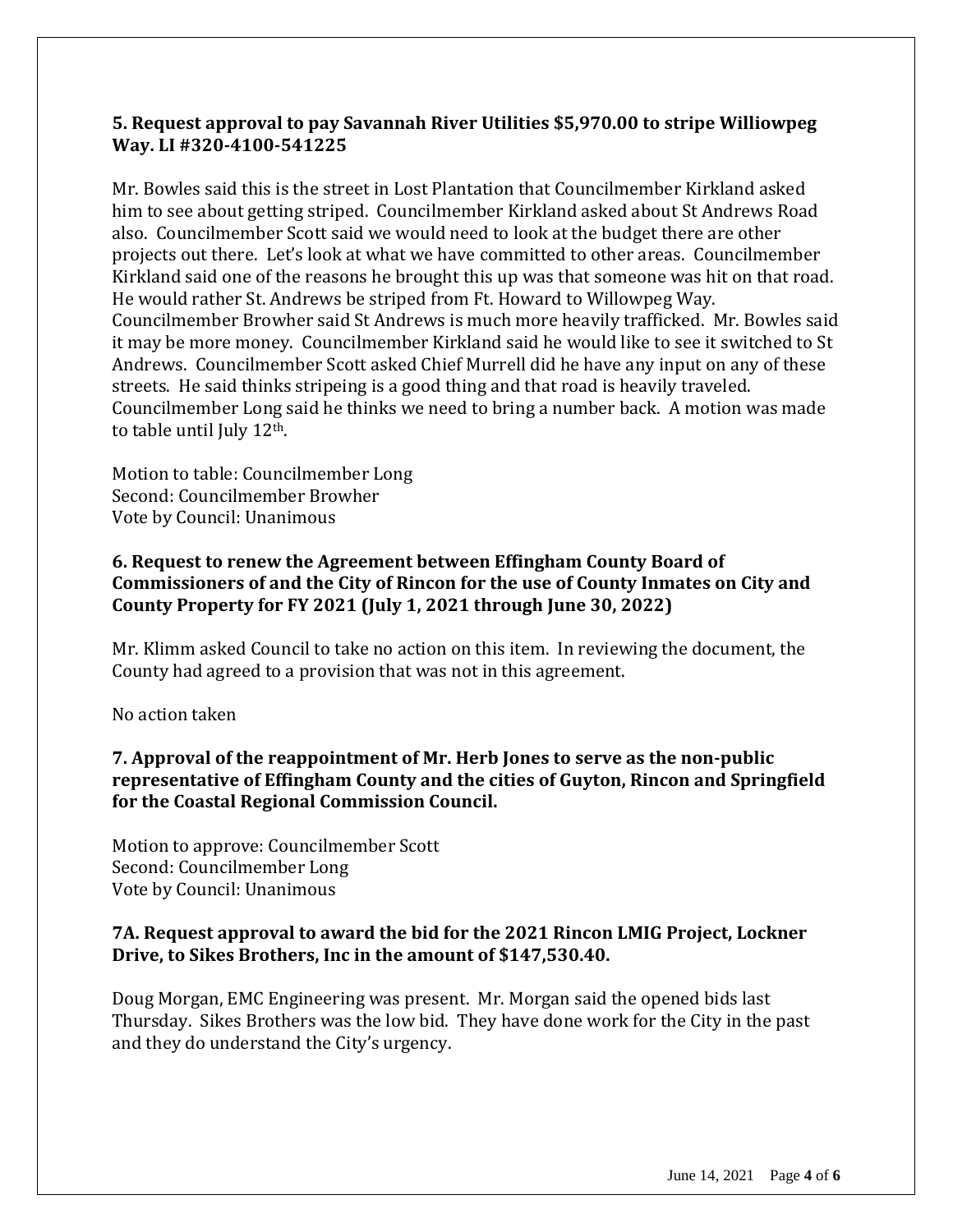**5. Request approval to pay Savannah River Utilities $5,970.00 to stripe Williowpeg Way. LI #320-4100-541225**

Mr. Bowles said this is the street in Lost Plantation that Councilmember Kirkland asked him to see about getting striped. Councilmember Kirkland asked about St Andrews Road also. Councilmember Scott said we would need to look at the budget there are other projects out there. Let's look at what we have committed to other areas. Councilmember Kirkland said one of the reasons he brought this up was that someone was hit on that road. He would rather St. Andrews be striped from Ft. Howard to Willowpeg Way. Councilmember Browher said St Andrews is much more heavily trafficked. Mr. Bowles said it may be more money. Councilmember Kirkland said he would like to see it switched to St Andrews. Councilmember Scott asked Chief Murrell did he have any input on any of these streets. He said thinks stripeing is a good thing and that road is heavily traveled. Councilmember Long said he thinks we need to bring a number back. A motion was made to table until July 12th.

Motion to table: Councilmember Long
Second: Councilmember Browher
Vote by Council: Unanimous

**6. Request to renew the Agreement between Effingham County Board of Commissioners of and the City of Rincon for the use of County Inmates on City and County Property for FY 2021 (July 1, 2021 through June 30, 2022)**

Mr. Klimm asked Council to take no action on this item. In reviewing the document, the County had agreed to a provision that was not in this agreement.

No action taken

**7. Approval of the reappointment of Mr. Herb Jones to serve as the non-public representative of Effingham County and the cities of Guyton, Rincon and Springfield for the Coastal Regional Commission Council.**

Motion to approve: Councilmember Scott
Second: Councilmember Long
Vote by Council: Unanimous

**7A. Request approval to award the bid for the 2021 Rincon LMIG Project, Lockner Drive, to Sikes Brothers, Inc in the amount of $147,530.40.**

Doug Morgan, EMC Engineering was present. Mr. Morgan said the opened bids last Thursday. Sikes Brothers was the low bid. They have done work for the City in the past and they do understand the City's urgency.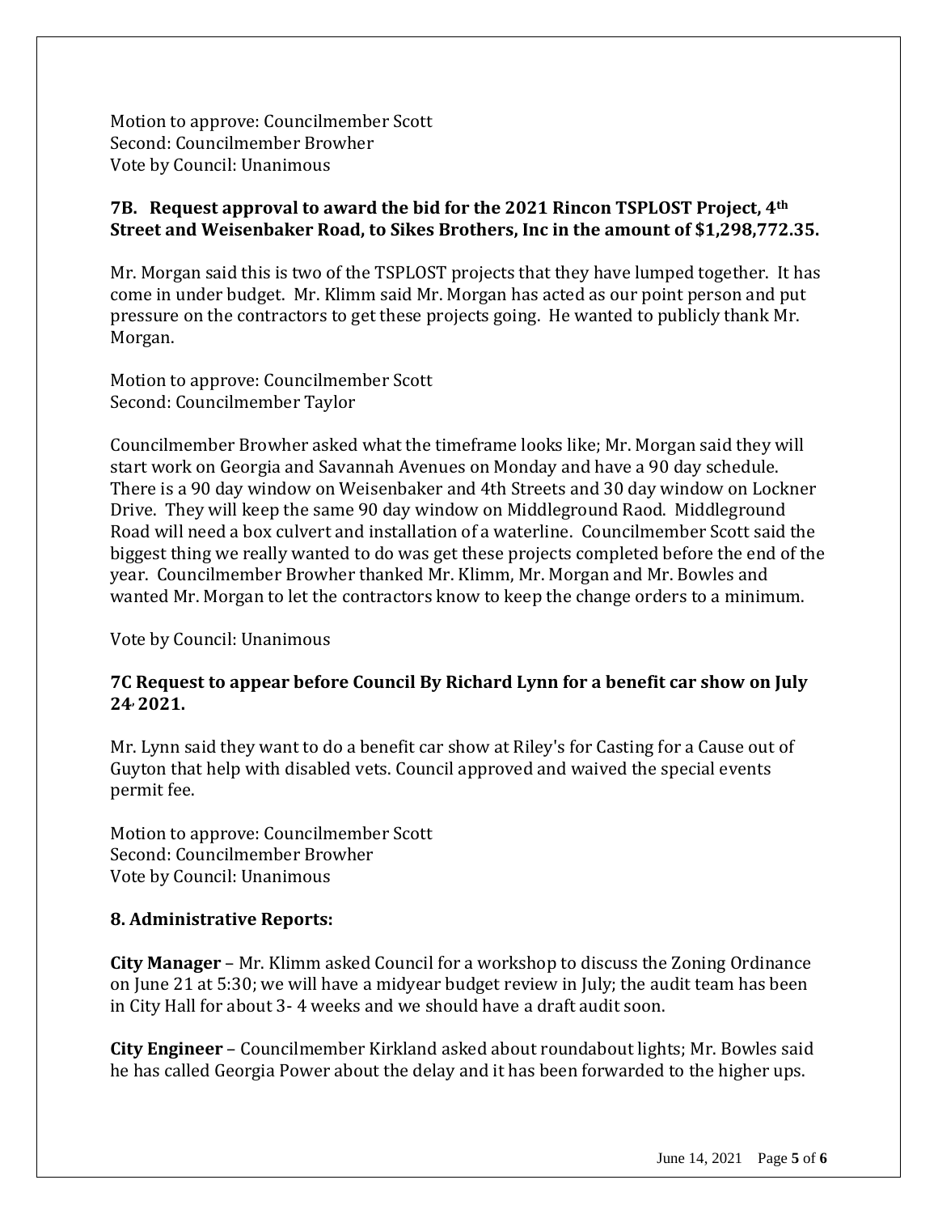Motion to approve: Councilmember Scott
Second: Councilmember Browher
Vote by Council: Unanimous

**7B. Request approval to award the bid for the 2021 Rincon TSPLOST Project, 4th Street and Weisenbaker Road, to Sikes Brothers, Inc in the amount of $1,298,772.35.**

Mr. Morgan said this is two of the TSPLOST projects that they have lumped together. It has come in under budget. Mr. Klimm said Mr. Morgan has acted as our point person and put pressure on the contractors to get these projects going. He wanted to publicly thank Mr. Morgan.

Motion to approve: Councilmember Scott
Second: Councilmember Taylor

Councilmember Browher asked what the timeframe looks like; Mr. Morgan said they will start work on Georgia and Savannah Avenues on Monday and have a 90 day schedule. There is a 90 day window on Weisenbaker and 4th Streets and 30 day window on Lockner Drive. They will keep the same 90 day window on Middleground Raod. Middleground Road will need a box culvert and installation of a waterline. Councilmember Scott said the biggest thing we really wanted to do was get these projects completed before the end of the year. Councilmember Browher thanked Mr. Klimm, Mr. Morgan and Mr. Bowles and wanted Mr. Morgan to let the contractors know to keep the change orders to a minimum.

Vote by Council: Unanimous

**7C Request to appear before Council By Richard Lynn for a benefit car show on July 24, 2021.**

Mr. Lynn said they want to do a benefit car show at Riley's for Casting for a Cause out of Guyton that help with disabled vets. Council approved and waived the special events permit fee.

Motion to approve: Councilmember Scott
Second: Councilmember Browher
Vote by Council: Unanimous

**8. Administrative Reports:**

**City Manager** – Mr. Klimm asked Council for a workshop to discuss the Zoning Ordinance on June 21 at 5:30; we will have a midyear budget review in July; the audit team has been in City Hall for about 3- 4 weeks and we should have a draft audit soon.

**City Engineer** – Councilmember Kirkland asked about roundabout lights; Mr. Bowles said he has called Georgia Power about the delay and it has been forwarded to the higher ups.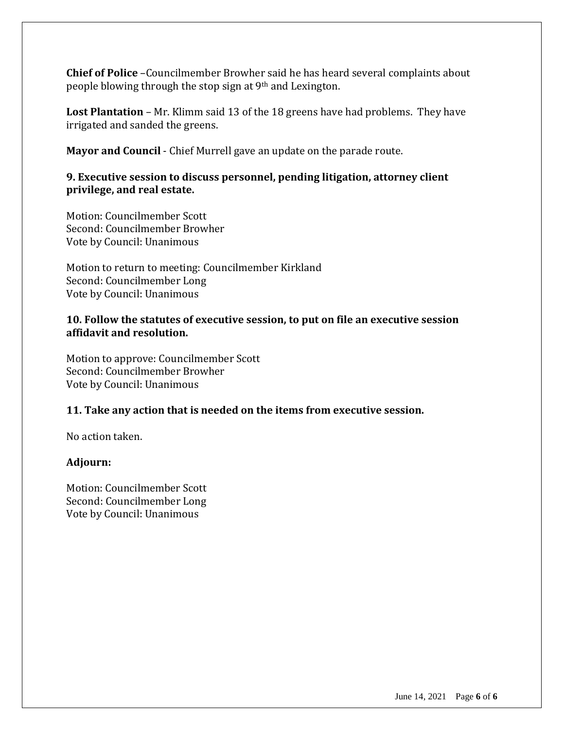**Chief of Police** –Councilmember Browher said he has heard several complaints about people blowing through the stop sign at 9th and Lexington.

**Lost Plantation** – Mr. Klimm said 13 of the 18 greens have had problems. They have irrigated and sanded the greens.

**Mayor and Council** - Chief Murrell gave an update on the parade route.

**9. Executive session to discuss personnel, pending litigation, attorney client privilege, and real estate.**

Motion: Councilmember Scott
Second: Councilmember Browher
Vote by Council: Unanimous

Motion to return to meeting: Councilmember Kirkland
Second: Councilmember Long
Vote by Council: Unanimous

**10. Follow the statutes of executive session, to put on file an executive session affidavit and resolution.**

Motion to approve: Councilmember Scott
Second: Councilmember Browher
Vote by Council: Unanimous

**11. Take any action that is needed on the items from executive session.**

No action taken.

**Adjourn:**

Motion: Councilmember Scott
Second: Councilmember Long
Vote by Council: Unanimous